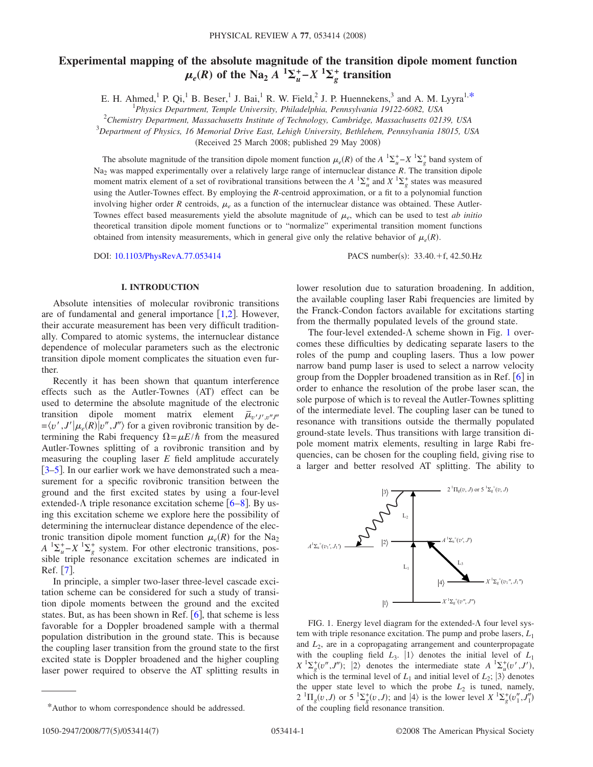# Experimental mapping of the absolute magnitude of the transition dipole moment function $\mu_e(R)$ of the $Na_2$ $A\ ^1\Sigma_u^+ - X\ ^1\Sigma_g^+$ transition

E. H. Ahmed,[1] P. Qi,[1] B. Beser,[1] J. Bai,[1] R. W. Field,[2] J. P. Huennekens,[3] and A. M. Lyyra[1,*]

[1]*Physics Department, Temple University, Philadelphia, Pennsylvania 19122-6082, USA*
[2]*Chemistry Department, Massachusetts Institute of Technology, Cambridge, Massachusetts 02139, USA*
[3]*Department of Physics, 16 Memorial Drive East, Lehigh University, Bethlehem, Pennsylvania 18015, USA*

(Received 25 March 2008; published 29 May 2008)

The absolute magnitude of the transition dipole moment function $\mu_e(R)$ of the $A\ ^1\Sigma_u^+ - X\ ^1\Sigma_g^+$ band system of $Na_2$ was mapped experimentally over a relatively large range of internuclear distance $R$. The transition dipole moment matrix element of a set of rovibrational transitions between the $A\ ^1\Sigma_u^+$ and $X\ ^1\Sigma_g^+$ states was measured using the Autler-Townes effect. By employing the $R$-centroid approximation, or a fit to a polynomial function involving higher order $R$ centroids, $\mu_e$ as a function of the internuclear distance was obtained. These Autler-Townes effect based measurements yield the absolute magnitude of $\mu_e$, which can be used to test *ab initio* theoretical transition dipole moment functions or to "normalize" experimental transition moment functions obtained from intensity measurements, which in general give only the relative behavior of $\mu_e(R)$.

DOI: 10.1103/PhysRevA.77.053414 PACS number(s): 33.40.+f, 42.50.Hz

## I. INTRODUCTION

Absolute intensities of molecular rovibronic transitions are of fundamental and general importance [1,2]. However, their accurate measurement has been very difficult traditionally. Compared to atomic systems, the internuclear distance dependence of molecular parameters such as the electronic transition dipole moment complicates the situation even further.

Recently it has been shown that quantum interference effects such as the Autler-Townes (AT) effect can be used to determine the absolute magnitude of the electronic transition dipole moment matrix element $\bar{\mu}_{v',J',v'',J''} = \langle v', J' | \mu_e(R) | v'', J'' \rangle$ for a given rovibronic transition by determining the Rabi frequency $\Omega = \mu E / \hbar$ from the measured Autler-Townes splitting of a rovibronic transition and by measuring the coupling laser $E$ field amplitude accurately [3–5]. In our earlier work we have demonstrated such a measurement for a specific rovibronic transition between the ground and the first excited states by using a four-level extended-$\Lambda$ triple resonance excitation scheme [6–8]. By using this excitation scheme we explore here the possibility of determining the internuclear distance dependence of the electronic transition dipole moment function $\mu_e(R)$ for the $Na_2$ $A\ ^1\Sigma_u^+ - X\ ^1\Sigma_g^+$ system. For other electronic transitions, possible triple resonance excitation schemes are indicated in Ref. [7].

In principle, a simpler two-laser three-level cascade excitation scheme can be considered for such a study of transition dipole moments between the ground and the excited states. But, as has been shown in Ref. [6], that scheme is less favorable for a Doppler broadened sample with a thermal population distribution in the ground state. This is because the coupling laser transition from the ground state to the first excited state is Doppler broadened and the higher coupling laser power required to observe the AT splitting results in lower resolution due to saturation broadening. In addition, the available coupling laser Rabi frequencies are limited by the Franck-Condon factors available for excitations starting from the thermally populated levels of the ground state.

The four-level extended-$\Lambda$ scheme shown in Fig. 1 overcomes these difficulties by dedicating separate lasers to the roles of the pump and coupling lasers. Thus a low power narrow band pump laser is used to select a narrow velocity group from the Doppler broadened transition as in Ref. [6] in order to enhance the resolution of the probe laser scan, the sole purpose of which is to reveal the Autler-Townes splitting of the intermediate level. The coupling laser can be tuned to resonance with transitions outside the thermally populated ground-state levels. Thus transitions with large transition dipole moment matrix elements, resulting in large Rabi frequencies, can be chosen for the coupling field, giving rise to a larger and better resolved AT splitting. The ability to

FIG. 1. Energy level diagram for the extended-$\Lambda$ four level system with triple resonance excitation. The pump and probe lasers, $L_1$ and $L_2$, are in a copropagating arrangement and counterpropagate with the coupling field $L_3$. $|1\rangle$ denotes the initial level of $L_1$ $X\ ^1\Sigma_g^+(v'', J'')$; $|2\rangle$ denotes the intermediate state $A\ ^1\Sigma_u^+(v', J')$, which is the terminal level of $L_1$ and initial level of $L_2$; $|3\rangle$ denotes the upper state level to which the probe $L_2$ is tuned, namely, $2\ ^1\Pi_g(v, J)$ or $5\ ^1\Sigma_g^+(v, J)$; and $|4\rangle$ is the lower level $X\ ^1\Sigma_g^+(v_1'', J_1'')$ of the coupling field resonance transition.

---

*Author to whom correspondence should be addressed.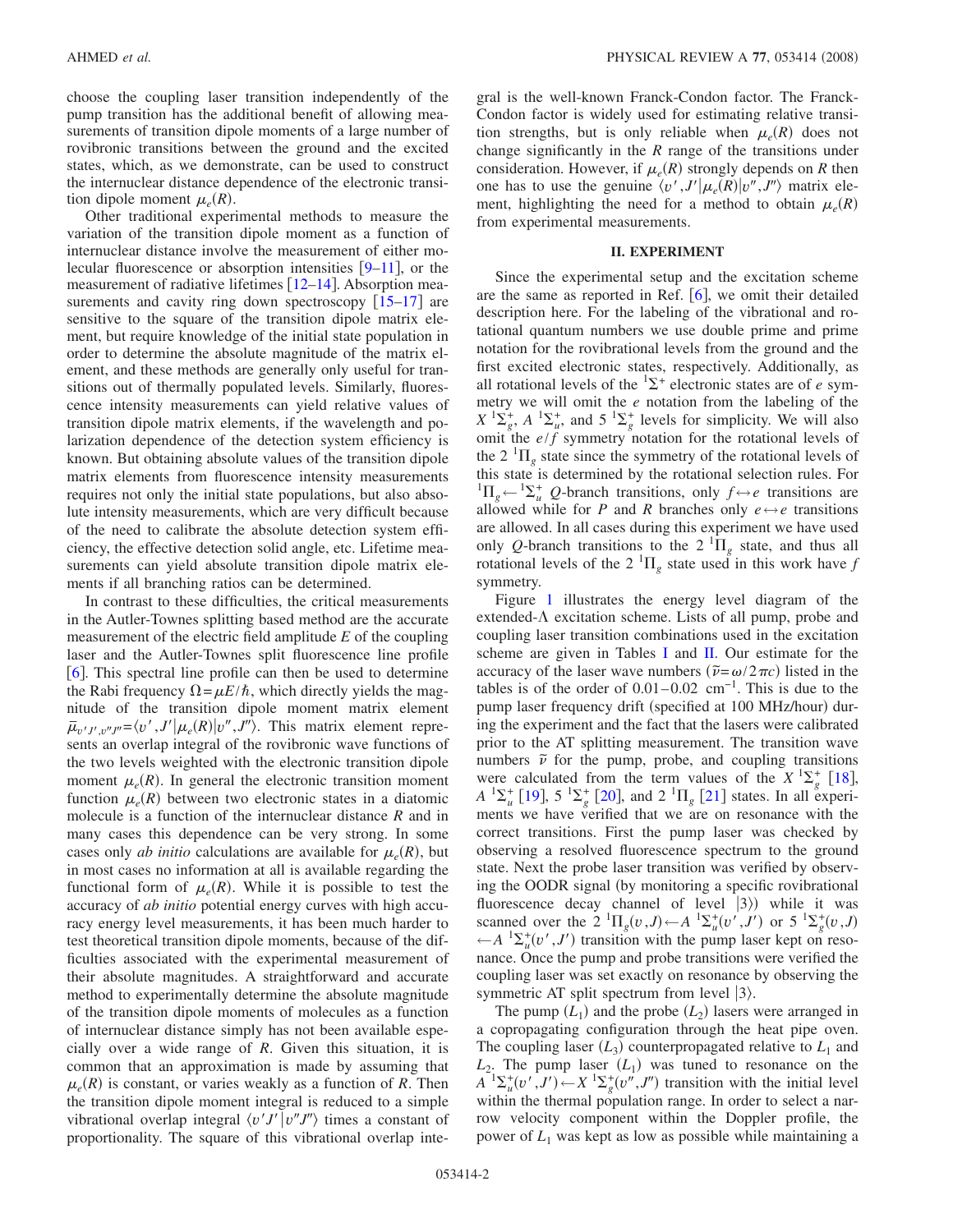choose the coupling laser transition independently of the pump transition has the additional benefit of allowing measurements of transition dipole moments of a large number of rovibronic transitions between the ground and the excited states, which, as we demonstrate, can be used to construct the internuclear distance dependence of the electronic transition dipole moment $\mu_e(R)$.

Other traditional experimental methods to measure the variation of the transition dipole moment as a function of internuclear distance involve the measurement of either molecular fluorescence or absorption intensities [9–11], or the measurement of radiative lifetimes [12–14]. Absorption measurements and cavity ring down spectroscopy [15–17] are sensitive to the square of the transition dipole matrix element, but require knowledge of the initial state population in order to determine the absolute magnitude of the matrix element, and these methods are generally only useful for transitions out of thermally populated levels. Similarly, fluorescence intensity measurements can yield relative values of transition dipole matrix elements, if the wavelength and polarization dependence of the detection system efficiency is known. But obtaining absolute values of the transition dipole matrix elements from fluorescence intensity measurements requires not only the initial state populations, but also absolute intensity measurements, which are very difficult because of the need to calibrate the absolute detection system efficiency, the effective detection solid angle, etc. Lifetime measurements can yield absolute transition dipole matrix elements if all branching ratios can be determined.

In contrast to these difficulties, the critical measurements in the Autler-Townes splitting based method are the accurate measurement of the electric field amplitude $E$ of the coupling laser and the Autler-Townes split fluorescence line profile [6]. This spectral line profile can then be used to determine the Rabi frequency $\Omega=\mu E/\hbar$, which directly yields the magnitude of the transition dipole moment matrix element $\bar{\mu}_{v',J',v'',J''}=\langle v',J'|\mu_e(R)|v'',J''\rangle$. This matrix element represents an overlap integral of the rovibronic wave functions of the two levels weighted with the electronic transition dipole moment $\mu_e(R)$. In general the electronic transition moment function $\mu_e(R)$ between two electronic states in a diatomic molecule is a function of the internuclear distance $R$ and in many cases this dependence can be very strong. In some cases only *ab initio* calculations are available for $\mu_e(R)$, but in most cases no information at all is available regarding the functional form of $\mu_e(R)$. While it is possible to test the accuracy of *ab initio* potential energy curves with high accuracy energy level measurements, it has been much harder to test theoretical transition dipole moments, because of the difficulties associated with the experimental measurement of their absolute magnitudes. A straightforward and accurate method to experimentally determine the absolute magnitude of the transition dipole moments of molecules as a function of internuclear distance simply has not been available especially over a wide range of $R$. Given this situation, it is common that an approximation is made by assuming that $\mu_e(R)$ is constant, or varies weakly as a function of $R$. Then the transition dipole moment integral is reduced to a simple vibrational overlap integral $\langle v'J'|v''J''\rangle$ times a constant of proportionality. The square of this vibrational overlap integral is the well-known Franck-Condon factor. The Franck-Condon factor is widely used for estimating relative transition strengths, but is only reliable when $\mu_e(R)$ does not change significantly in the $R$ range of the transitions under consideration. However, if $\mu_e(R)$ strongly depends on $R$ then one has to use the genuine $\langle v',J'|\mu_e(R)|v'',J''\rangle$ matrix element, highlighting the need for a method to obtain $\mu_e(R)$ from experimental measurements.

## II. EXPERIMENT

Since the experimental setup and the excitation scheme are the same as reported in Ref. [6], we omit their detailed description here. For the labeling of the vibrational and rotational quantum numbers we use double prime and prime notation for the rovibrational levels from the ground and the first excited electronic states, respectively. Additionally, as all rotational levels of the $^1\Sigma^+$ electronic states are of $e$ symmetry we will omit the $e$ notation from the labeling of the $X\,^1\Sigma_g^+$, $A\,^1\Sigma_u^+$, and $5\,^1\Sigma_g^+$ levels for simplicity. We will also omit the $e/f$ symmetry notation for the rotational levels of the $2\,^1\Pi_g$ state since the symmetry of the rotational levels of this state is determined by the rotational selection rules. For $^1\Pi_g \leftarrow {}^1\Sigma_u^+$ $Q$-branch transitions, only $f \leftrightarrow e$ transitions are allowed while for $P$ and $R$ branches only $e \leftrightarrow e$ transitions are allowed. In all cases during this experiment we have used only $Q$-branch transitions to the $2\,^1\Pi_g$ state, and thus all rotational levels of the $2\,^1\Pi_g$ state used in this work have $f$ symmetry.

Figure 1 illustrates the energy level diagram of the extended-Λ excitation scheme. Lists of all pump, probe and coupling laser transition combinations used in the excitation scheme are given in Tables I and II. Our estimate for the accuracy of the laser wave numbers ($\tilde{\nu}=\omega/2\pi c$) listed in the tables is of the order of 0.01–0.02 cm$^{-1}$. This is due to the pump laser frequency drift (specified at 100 MHz/hour) during the experiment and the fact that the lasers were calibrated prior to the AT splitting measurement. The transition wave numbers $\tilde{\nu}$ for the pump, probe, and coupling transitions were calculated from the term values of the $X\,^1\Sigma_g^+$ [18], $A\,^1\Sigma_u^+$ [19], $5\,^1\Sigma_g^+$ [20], and $2\,^1\Pi_g$ [21] states. In all experiments we have verified that we are on resonance with the correct transitions. First the pump laser was checked by observing a resolved fluorescence spectrum to the ground state. Next the probe laser transition was verified by observing the OODR signal (by monitoring a specific rovibrational fluorescence decay channel of level $|3\rangle$) while it was scanned over the $2\,^1\Pi_g(v,J) \leftarrow A\,^1\Sigma_u^+(v',J')$ or $5\,^1\Sigma_g^+(v,J) \leftarrow A\,^1\Sigma_u^+(v',J')$ transition with the pump laser kept on resonance. Once the pump and probe transitions were verified the coupling laser was set exactly on resonance by observing the symmetric AT split spectrum from level $|3\rangle$.

The pump ($L_1$) and the probe ($L_2$) lasers were arranged in a copropagating configuration through the heat pipe oven. The coupling laser ($L_3$) counterpropagated relative to $L_1$ and $L_2$. The pump laser ($L_1$) was tuned to resonance on the $A\,^1\Sigma_u^+(v',J') \leftarrow X\,^1\Sigma_g^+(v'',J'')$ transition with the initial level within the thermal population range. In order to select a narrow velocity component within the Doppler profile, the power of $L_1$ was kept as low as possible while maintaining a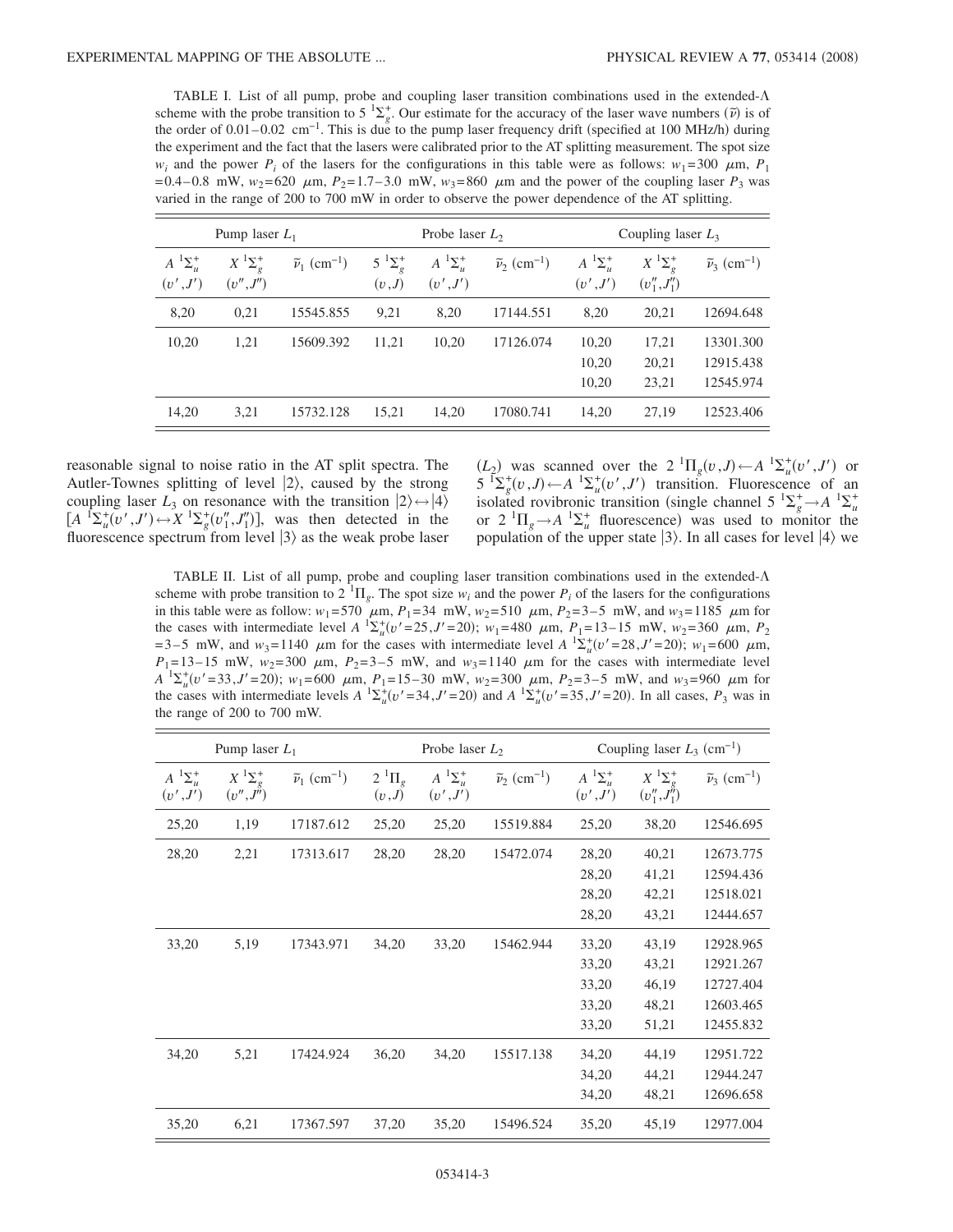TABLE I. List of all pump, probe and coupling laser transition combinations used in the extended-Λ scheme with the probe transition to $5\,^1\Sigma_g^+$. Our estimate for the accuracy of the laser wave numbers ($\tilde{\nu}$) is of the order of 0.01–0.02 cm$^{-1}$. This is due to the pump laser frequency drift (specified at 100 MHz/h) during the experiment and the fact that the lasers were calibrated prior to the AT splitting measurement. The spot size $w_i$ and the power $P_i$ of the lasers for the configurations in this table were as follows: $w_1=300$ μm, $P_1=0.4$–0.8 mW, $w_2=620$ μm, $P_2=1.7$–3.0 mW, $w_3=860$ μm and the power of the coupling laser $P_3$ was varied in the range of 200 to 700 mW in order to observe the power dependence of the AT splitting.

| Pump laser $L_1$ | | | Probe laser $L_2$ | | | Coupling laser $L_3$ | | |
|---|---|---|---|---|---|---|---|---|
| $A\,^1\Sigma_u^+$ $(v',J')$ | $X\,^1\Sigma_g^+$ $(v'',J'')$ | $\tilde{\nu}_1$ (cm$^{-1}$) | $5\,^1\Sigma_g^+$ $(v,J)$ | $A\,^1\Sigma_u^+$ $(v',J')$ | $\tilde{\nu}_2$ (cm$^{-1}$) | $A\,^1\Sigma_u^+$ $(v',J')$ | $X\,^1\Sigma_g^+$ $(v_1'',J_1'')$ | $\tilde{\nu}_3$ (cm$^{-1}$) |
| 8,20 | 0,21 | 15545.855 | 9,21 | 8,20 | 17144.551 | 8,20 | 20,21 | 12694.648 |
| 10,20 | 1,21 | 15609.392 | 11,21 | 10,20 | 17126.074 | 10,20 | 17,21 | 13301.300 |
| | | | | | | 10,20 | 20,21 | 12915.438 |
| | | | | | | 10,20 | 23,21 | 12545.974 |
| 14,20 | 3,21 | 15732.128 | 15,21 | 14,20 | 17080.741 | 14,20 | 27,19 | 12523.406 |

reasonable signal to noise ratio in the AT split spectra. The Autler-Townes splitting of level $|2\rangle$, caused by the strong coupling laser $L_3$ on resonance with the transition $|2\rangle \leftrightarrow |4\rangle$ $[A\,^1\Sigma_u^+(v',J') \leftrightarrow X\,^1\Sigma_g^+(v_1'',J_1'')]$, was then detected in the fluorescence spectrum from level $|3\rangle$ as the weak probe laser ($L_2$) was scanned over the $2\,^1\Pi_g(v,J) \leftarrow A\,^1\Sigma_u^+(v',J')$ or $5\,^1\Sigma_g^+(v,J) \leftarrow A\,^1\Sigma_u^+(v',J')$ transition. Fluorescence of an isolated rovibronic transition (single channel $5\,^1\Sigma_g^+ \to A\,^1\Sigma_u^+$ or $2\,^1\Pi_g \to A\,^1\Sigma_u^+$ fluorescence) was used to monitor the population of the upper state $|3\rangle$. In all cases for level $|4\rangle$ we

TABLE II. List of all pump, probe and coupling laser transition combinations used in the extended-Λ scheme with probe transition to $2\,^1\Pi_g$. The spot size $w_i$ and the power $P_i$ of the lasers for the configurations in this table were as follow: $w_1=570$ μm, $P_1=34$ mW, $w_2=510$ μm, $P_2=3$–5 mW, and $w_3=1185$ μm for the cases with intermediate level $A\,^1\Sigma_u^+(v'=25,J'=20)$; $w_1=480$ μm, $P_1=13$–15 mW, $w_2=360$ μm, $P_2=3$–5 mW, and $w_3=1140$ μm for the cases with intermediate level $A\,^1\Sigma_u^+(v'=28,J'=20)$; $w_1=600$ μm, $P_1=13$–15 mW, $w_2=300$ μm, $P_2=3$–5 mW, and $w_3=1140$ μm for the cases with intermediate level $A\,^1\Sigma_u^+(v'=33,J'=20)$; $w_1=600$ μm, $P_1=15$–30 mW, $w_2=300$ μm, $P_2=3$–5 mW, and $w_3=960$ μm for the cases with intermediate levels $A\,^1\Sigma_u^+(v'=34,J'=20)$ and $A\,^1\Sigma_u^+(v'=35,J'=20)$. In all cases, $P_3$ was in the range of 200 to 700 mW.

| Pump laser $L_1$ | | | Probe laser $L_2$ | | | Coupling laser $L_3$ (cm$^{-1}$) | | |
|---|---|---|---|---|---|---|---|---|
| $A\,^1\Sigma_u^+$ $(v',J')$ | $X\,^1\Sigma_g^+$ $(v'',J'')$ | $\tilde{\nu}_1$ (cm$^{-1}$) | $2\,^1\Pi_g$ $(v,J)$ | $A\,^1\Sigma_u^+$ $(v',J')$ | $\tilde{\nu}_2$ (cm$^{-1}$) | $A\,^1\Sigma_u^+$ $(v',J')$ | $X\,^1\Sigma_g^+$ $(v_1'',J_1'')$ | $\tilde{\nu}_3$ (cm$^{-1}$) |
| 25,20 | 1,19 | 17187.612 | 25,20 | 25,20 | 15519.884 | 25,20 | 38,20 | 12546.695 |
| 28,20 | 2,21 | 17313.617 | 28,20 | 28,20 | 15472.074 | 28,20 | 40,21 | 12673.775 |
| | | | | | | 28,20 | 41,21 | 12594.436 |
| | | | | | | 28,20 | 42,21 | 12518.021 |
| | | | | | | 28,20 | 43,21 | 12444.657 |
| 33,20 | 5,19 | 17343.971 | 34,20 | 33,20 | 15462.944 | 33,20 | 43,19 | 12928.965 |
| | | | | | | 33,20 | 43,21 | 12921.267 |
| | | | | | | 33,20 | 46,19 | 12727.404 |
| | | | | | | 33,20 | 48,21 | 12603.465 |
| | | | | | | 33,20 | 51,21 | 12455.832 |
| 34,20 | 5,21 | 17424.924 | 36,20 | 34,20 | 15517.138 | 34,20 | 44,19 | 12951.722 |
| | | | | | | 34,20 | 44,21 | 12944.247 |
| | | | | | | 34,20 | 48,21 | 12696.658 |
| 35,20 | 6,21 | 17367.597 | 37,20 | 35,20 | 15496.524 | 35,20 | 45,19 | 12977.004 |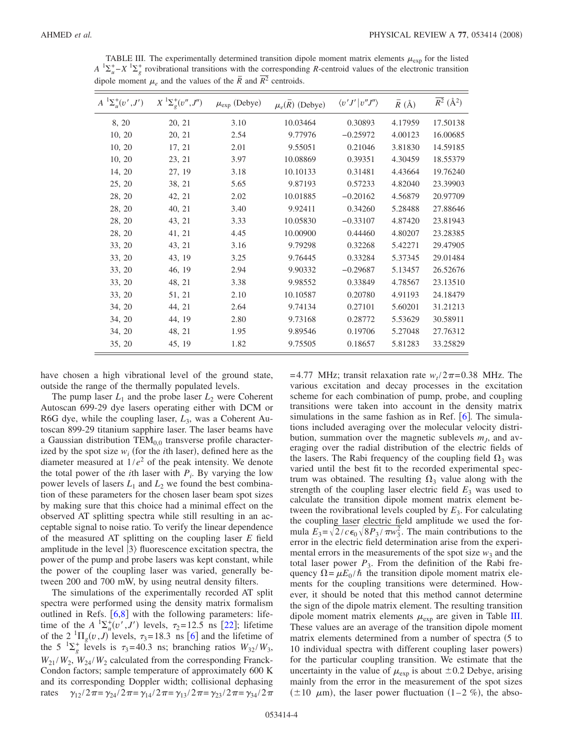TABLE III. The experimentally determined transition dipole moment matrix elements $\mu_{exp}$ for the listed $A\,^1\Sigma_u^+ - X\,^1\Sigma_g^+$ rovibrational transitions with the corresponding $R$-centroid values of the electronic transition dipole moment $\mu_e$ and the values of the $\bar{R}$ and $\overline{R^2}$ centroids.

| $A\,^1\Sigma_u^+(v',J')$ | $X\,^1\Sigma_g^+(v'',J'')$ | $\mu_{exp}$ (Debye) | $\mu_e(\bar{R})$ (Debye) | $\langle v'J' \vert v''J'' \rangle$ | $\bar{R}$ (Å) | $\overline{R^2}$ (Å$^2$) |
|---|---|---|---|---|---|---|
| 8, 20 | 20, 21 | 3.10 | 10.03464 | 0.30893 | 4.17959 | 17.50138 |
| 10, 20 | 20, 21 | 2.54 | 9.77976 | −0.25972 | 4.00123 | 16.00685 |
| 10, 20 | 17, 21 | 2.01 | 9.55051 | 0.21046 | 3.81830 | 14.59185 |
| 10, 20 | 23, 21 | 3.97 | 10.08869 | 0.39351 | 4.30459 | 18.55379 |
| 14, 20 | 27, 19 | 3.18 | 10.10133 | 0.31481 | 4.43664 | 19.76240 |
| 25, 20 | 38, 21 | 5.65 | 9.87193 | 0.57233 | 4.82040 | 23.39903 |
| 28, 20 | 42, 21 | 2.02 | 10.01885 | −0.20162 | 4.56879 | 20.97709 |
| 28, 20 | 40, 21 | 3.40 | 9.92411 | 0.34260 | 5.28488 | 27.88646 |
| 28, 20 | 43, 21 | 3.33 | 10.05830 | −0.33107 | 4.87420 | 23.81943 |
| 28, 20 | 41, 21 | 4.45 | 10.00900 | 0.44460 | 4.80207 | 23.28385 |
| 33, 20 | 43, 21 | 3.16 | 9.79298 | 0.32268 | 5.42271 | 29.47905 |
| 33, 20 | 43, 19 | 3.25 | 9.76445 | 0.33284 | 5.37345 | 29.01484 |
| 33, 20 | 46, 19 | 2.94 | 9.90332 | −0.29687 | 5.13457 | 26.52676 |
| 33, 20 | 48, 21 | 3.38 | 9.98552 | 0.33849 | 4.78567 | 23.13510 |
| 33, 20 | 51, 21 | 2.10 | 10.10587 | 0.20780 | 4.91193 | 24.18479 |
| 34, 20 | 44, 21 | 2.64 | 9.74134 | 0.27101 | 5.60201 | 31.21213 |
| 34, 20 | 44, 19 | 2.80 | 9.73168 | 0.28772 | 5.53629 | 30.58911 |
| 34, 20 | 48, 21 | 1.95 | 9.89546 | 0.19706 | 5.27048 | 27.76312 |
| 35, 20 | 45, 19 | 1.82 | 9.75505 | 0.18657 | 5.81283 | 33.25829 |

have chosen a high vibrational level of the ground state, outside the range of the thermally populated levels.

The pump laser $L_1$ and the probe laser $L_2$ were Coherent Autoscan 699-29 dye lasers operating either with DCM or R6G dye, while the coupling laser, $L_3$, was a Coherent Autoscan 899-29 titanium sapphire laser. The laser beams have a Gaussian distribution $TEM_{0,0}$ transverse profile characterized by the spot size $w_i$ (for the $i$th laser), defined here as the diameter measured at $1/e^2$ of the peak intensity. We denote the total power of the $i$th laser with $P_i$. By varying the low power levels of lasers $L_1$ and $L_2$ we found the best combination of these parameters for the chosen laser beam spot sizes by making sure that this choice had a minimal effect on the observed AT splitting spectra while still resulting in an acceptable signal to noise ratio. To verify the linear dependence of the measured AT splitting on the coupling laser $E$ field amplitude in the level $|3\rangle$ fluorescence excitation spectra, the power of the pump and probe lasers was kept constant, while the power of the coupling laser was varied, generally between 200 and 700 mW, by using neutral density filters.

The simulations of the experimentally recorded AT split spectra were performed using the density matrix formalism outlined in Refs. [6,8] with the following parameters: lifetime of the $A\,^1\Sigma_u^+(v',J')$ levels, $\tau_2 = 12.5$ ns [22]; lifetime of the $2\,^1\Pi_g(v,J)$ levels, $\tau_3 = 18.3$ ns [6] and the lifetime of the $5\,^1\Sigma_g^+$ levels is $\tau_3 = 40.3$ ns; branching ratios $W_{32}/W_3$, $W_{21}/W_2$, $W_{24}/W_2$ calculated from the corresponding Franck-Condon factors; sample temperature of approximately 600 K and its corresponding Doppler width; collisional dephasing rates $\gamma_{12}/2\pi = \gamma_{24}/2\pi = \gamma_{14}/2\pi = \gamma_{13}/2\pi = \gamma_{23}/2\pi = \gamma_{34}/2\pi = 4.77$ MHz; transit relaxation rate $w_t/2\pi = 0.38$ MHz. The various excitation and decay processes in the excitation scheme for each combination of pump, probe, and coupling transitions were taken into account in the density matrix simulations in the same fashion as in Ref. [6]. The simulations included averaging over the molecular velocity distribution, summation over the magnetic sublevels $m_J$, and averaging over the radial distribution of the electric fields of the lasers. The Rabi frequency of the coupling field $\Omega_3$ was varied until the best fit to the recorded experimental spectrum was obtained. The resulting $\Omega_3$ value along with the strength of the coupling laser electric field $E_3$ was used to calculate the transition dipole moment matrix element between the rovibrational levels coupled by $E_3$. For calculating the coupling laser electric field amplitude we used the formula $E_3 = \sqrt{2/c\epsilon_0}\sqrt{8P_3/\pi w_3^2}$. The main contributions to the error in the electric field determination arise from the experimental errors in the measurements of the spot size $w_3$ and the total laser power $P_3$. From the definition of the Rabi frequency $\Omega = \mu E_0/\hbar$ the transition dipole moment matrix elements for the coupling transitions were determined. However, it should be noted that this method cannot determine the sign of the dipole matrix element. The resulting transition dipole moment matrix elements $\mu_{exp}$ are given in Table III. These values are an average of the transition dipole moment matrix elements determined from a number of spectra (5 to 10 individual spectra with different coupling laser powers) for the particular coupling transition. We estimate that the uncertainty in the value of $\mu_{exp}$ is about $\pm 0.2$ Debye, arising mainly from the error in the measurement of the spot sizes ($\pm 10$ $\mu$m), the laser power fluctuation (1–2 %), the abso-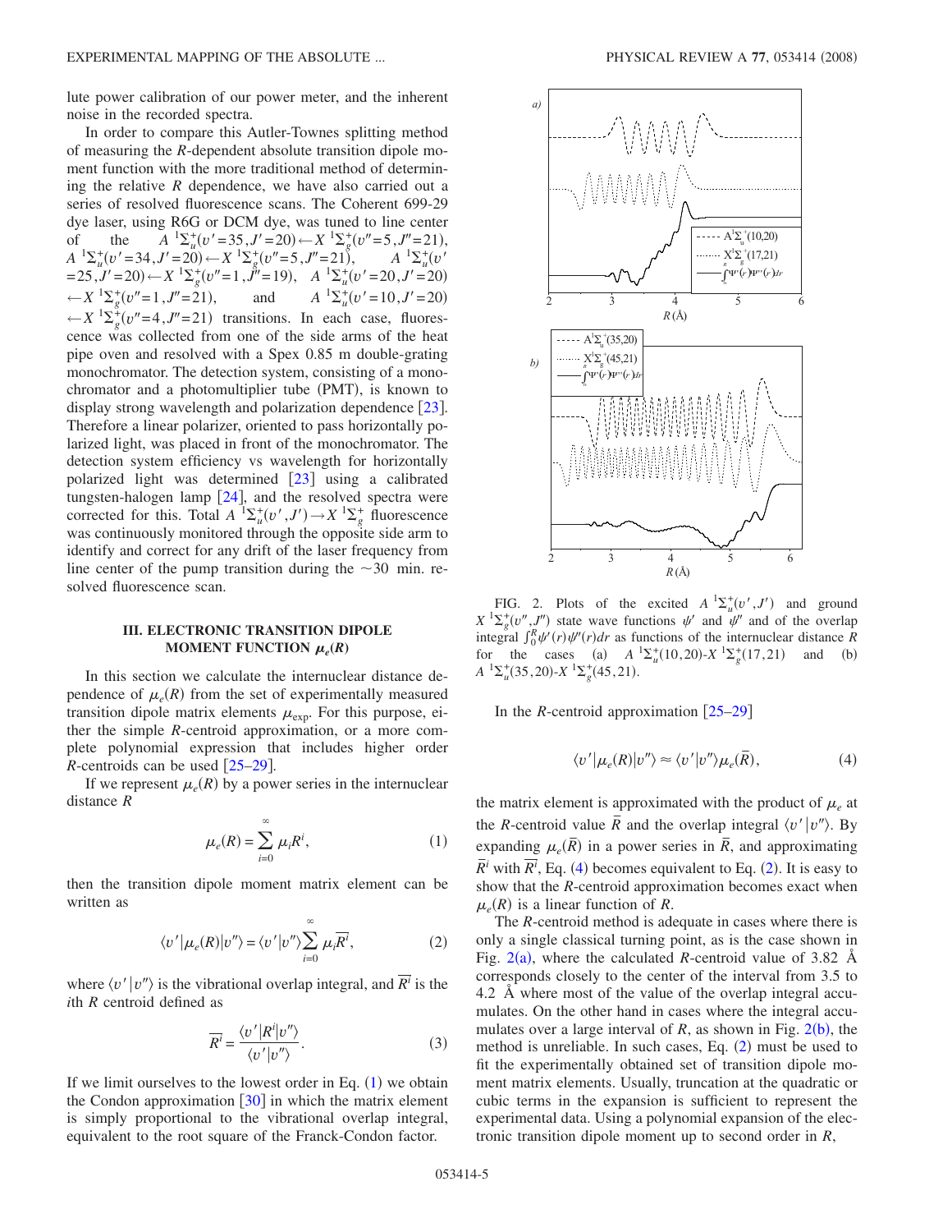lute power calibration of our power meter, and the inherent noise in the recorded spectra.

In order to compare this Autler-Townes splitting method of measuring the $R$-dependent absolute transition dipole moment function with the more traditional method of determining the relative $R$ dependence, we have also carried out a series of resolved fluorescence scans. The Coherent 699-29 dye laser, using R6G or DCM dye, was tuned to line center of the $A\,^1\Sigma_u^+(v'=35,J'=20) \leftarrow X\,^1\Sigma_g^+(v''=5,J''=21)$, $A\,^1\Sigma_u^+(v'=34,J'=20) \leftarrow X\,^1\Sigma_g^+(v''=5,J''=21)$, $A\,^1\Sigma_u^+(v'=25,J'=20) \leftarrow X\,^1\Sigma_g^+(v''=1,J''=19)$, $A\,^1\Sigma_u^+(v'=20,J'=20) \leftarrow X\,^1\Sigma_g^+(v''=1,J''=21)$, and $A\,^1\Sigma_u^+(v'=10,J'=20) \leftarrow X\,^1\Sigma_g^+(v''=4,J''=21)$ transitions. In each case, fluorescence was collected from one of the side arms of the heat pipe oven and resolved with a Spex 0.85 m double-grating monochromator. The detection system, consisting of a monochromator and a photomultiplier tube (PMT), is known to display strong wavelength and polarization dependence [23]. Therefore a linear polarizer, oriented to pass horizontally polarized light, was placed in front of the monochromator. The detection system efficiency vs wavelength for horizontally polarized light was determined [23] using a calibrated tungsten-halogen lamp [24], and the resolved spectra were corrected for this. Total $A\,^1\Sigma_u^+(v',J') \rightarrow X\,^1\Sigma_g^+$ fluorescence was continuously monitored through the opposite side arm to identify and correct for any drift of the laser frequency from line center of the pump transition during the $\sim$30 min. resolved fluorescence scan.

## III. ELECTRONIC TRANSITION DIPOLE MOMENT FUNCTION $\mu_e(R)$

In this section we calculate the internuclear distance dependence of $\mu_e(R)$ from the set of experimentally measured transition dipole matrix elements $\mu_{\text{exp}}$. For this purpose, either the simple $R$-centroid approximation, or a more complete polynomial expression that includes higher order $R$-centroids can be used [25–29].

If we represent $\mu_e(R)$ by a power series in the internuclear distance $R$

$$\mu_e(R) = \sum_{i=0}^{\infty} \mu_i R^i, \tag{1}$$

then the transition dipole moment matrix element can be written as

$$\langle v'|\mu_e(R)|v''\rangle = \langle v'|v''\rangle \sum_{i=0}^{\infty} \mu_i \overline{R^i}, \tag{2}$$

where $\langle v'|v''\rangle$ is the vibrational overlap integral, and $\overline{R^i}$ is the $i$th $R$ centroid defined as

$$\overline{R^i} = \frac{\langle v'|R^i|v''\rangle}{\langle v'|v''\rangle}. \tag{3}$$

If we limit ourselves to the lowest order in Eq. (1) we obtain the Condon approximation [30] in which the matrix element is simply proportional to the vibrational overlap integral, equivalent to the root square of the Franck-Condon factor.

FIG. 2. Plots of the excited $A\,^1\Sigma_u^+(v',J')$ and ground $X\,^1\Sigma_g^+(v'',J'')$ state wave functions $\psi'$ and $\psi''$ and of the overlap integral $\int_0^R \psi'(r)\psi''(r)dr$ as functions of the internuclear distance $R$ for the cases (a) $A\,^1\Sigma_u^+(10,20)$-$X\,^1\Sigma_g^+(17,21)$ and (b) $A\,^1\Sigma_u^+(35,20)$-$X\,^1\Sigma_g^+(45,21)$.

In the $R$-centroid approximation [25–29]

$$\langle v'|\mu_e(R)|v''\rangle \approx \langle v'|v''\rangle \mu_e(\bar{R}), \tag{4}$$

the matrix element is approximated with the product of $\mu_e$ at the $R$-centroid value $\bar{R}$ and the overlap integral $\langle v'|v''\rangle$. By expanding $\mu_e(\bar{R})$ in a power series in $\bar{R}$, and approximating $\bar{R}^i$ with $\overline{R^i}$, Eq. (4) becomes equivalent to Eq. (2). It is easy to show that the $R$-centroid approximation becomes exact when $\mu_e(R)$ is a linear function of $R$.

The $R$-centroid method is adequate in cases where there is only a single classical turning point, as is the case shown in Fig. 2(a), where the calculated $R$-centroid value of 3.82 Å corresponds closely to the center of the interval from 3.5 to 4.2 Å where most of the value of the overlap integral accumulates. On the other hand in cases where the integral accumulates over a large interval of $R$, as shown in Fig. 2(b), the method is unreliable. In such cases, Eq. (2) must be used to fit the experimentally obtained set of transition dipole moment matrix elements. Usually, truncation at the quadratic or cubic terms in the expansion is sufficient to represent the experimental data. Using a polynomial expansion of the electronic transition dipole moment up to second order in $R$,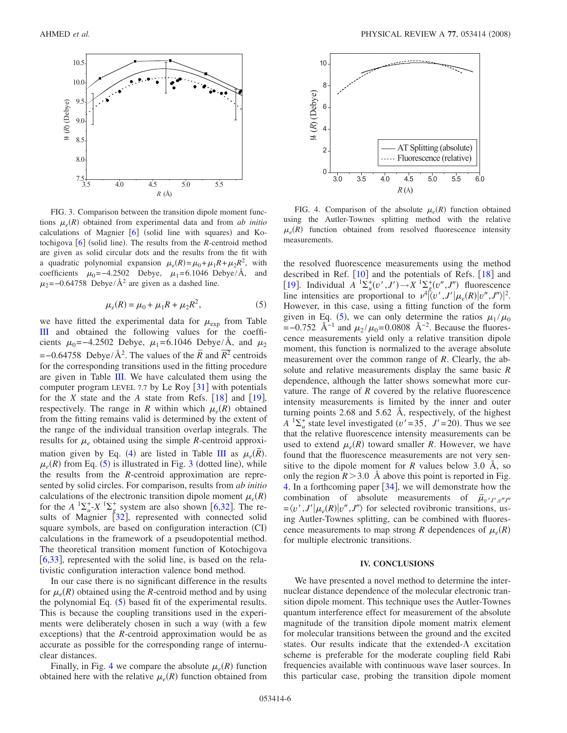FIG. 3. Comparison between the transition dipole moment functions $\mu_e(R)$ obtained from experimental data and from *ab initio* calculations of Magnier [6] (solid line with squares) and Kotochigova [6] (solid line). The results from the *R*-centroid method are given as solid circular dots and the results from the fit with a quadratic polynomial expansion $\mu_e(R)=\mu_0+\mu_1 R+\mu_2 R^2$, with coefficients $\mu_0=-4.2502$ Debye, $\mu_1=6.1046$ Debye/Å, and $\mu_2=-0.64758$ Debye/Å$^2$ are given as a dashed line.

$$\mu_e(R) = \mu_0 + \mu_1 R + \mu_2 R^2, \tag{5}$$

we have fitted the experimental data for $\mu_{\text{exp}}$ from Table III and obtained the following values for the coefficients $\mu_0=-4.2502$ Debye, $\mu_1=6.1046$ Debye/Å, and $\mu_2=-0.64758$ Debye/Å$^2$. The values of the $\bar{R}$ and $\overline{R^2}$ centroids for the corresponding transitions used in the fitting procedure are given in Table III. We have calculated them using the computer program LEVEL 7.7 by Le Roy [31] with potentials for the *X* state and the *A* state from Refs. [18] and [19], respectively. The range in *R* within which $\mu_e(R)$ obtained from the fitting remains valid is determined by the extent of the range of the individual transition overlap integrals. The results for $\mu_e$ obtained using the simple *R*-centroid approximation given by Eq. (4) are listed in Table III as $\mu_e(\bar{R})$. $\mu_e(R)$ from Eq. (5) is illustrated in Fig. 3 (dotted line), while the results from the *R*-centroid approximation are represented by solid circles. For comparison, results from *ab initio* calculations of the electronic transition dipole moment $\mu_e(R)$ for the $A\,^1\Sigma_u^+$-$X\,^1\Sigma_g^+$ system are also shown [6,32]. The results of Magnier [32], represented with connected solid square symbols, are based on configuration interaction (CI) calculations in the framework of a pseudopotential method. The theoretical transition moment function of Kotochigova [6,33], represented with the solid line, is based on the relativistic configuration interaction valence bond method.

In our case there is no significant difference in the results for $\mu_e(R)$ obtained using the *R*-centroid method and by using the polynomial Eq. (5) based fit of the experimental results. This is because the coupling transitions used in the experiments were deliberately chosen in such a way (with a few exceptions) that the *R*-centroid approximation would be as accurate as possible for the corresponding range of internuclear distances.

Finally, in Fig. 4 we compare the absolute $\mu_e(R)$ function obtained here with the relative $\mu_e(R)$ function obtained from the resolved fluorescence measurements using the method described in Ref. [10] and the potentials of Refs. [18] and [19]. Individual $A\,^1\Sigma_u^+(v',J') \to X\,^1\Sigma_g^+(v'',J'')$ fluorescence line intensities are proportional to $\nu^4|\langle v',J'|\mu_e(R)|v'',J''\rangle|^2$. However, in this case, using a fitting function of the form given in Eq. (5), we can only determine the ratios $\mu_1/\mu_0=-0.752$ Å$^{-1}$ and $\mu_2/\mu_0=0.0808$ Å$^{-2}$. Because the fluorescence measurements yield only a relative transition dipole moment, this function is normalized to the average absolute measurement over the common range of *R*. Clearly, the absolute and relative measurements display the same basic *R* dependence, although the latter shows somewhat more curvature. The range of *R* covered by the relative fluorescence intensity measurements is limited by the inner and outer turning points 2.68 and 5.62 Å, respectively, of the highest $A\,^1\Sigma_u^+$ state level investigated ($v'=35$, $J'=20$). Thus we see that the relative fluorescence intensity measurements can be used to extend $\mu_e(R)$ toward smaller *R*. However, we have found that the fluorescence measurements are not very sensitive to the dipole moment for *R* values below 3.0 Å, so only the region $R>3.0$ Å above this point is reported in Fig. 4. In a forthcoming paper [34], we will demonstrate how the combination of absolute measurements of $\bar{\mu}_{v'J',v''J''}=\langle v',J'|\mu_e(R)|v'',J''\rangle$ for selected rovibronic transitions, using Autler-Townes splitting, can be combined with fluorescence measurements to map strong *R* dependences of $\mu_e(R)$ for multiple electronic transitions.

FIG. 4. Comparison of the absolute $\mu_e(R)$ function obtained using the Autler-Townes splitting method with the relative $\mu_e(R)$ function obtained from resolved fluorescence intensity measurements.

## IV. CONCLUSIONS

We have presented a novel method to determine the internuclear distance dependence of the molecular electronic transition dipole moment. This technique uses the Autler-Townes quantum interference effect for measurement of the absolute magnitude of the transition dipole moment matrix element for molecular transitions between the ground and the excited states. Our results indicate that the extended-Λ excitation scheme is preferable for the moderate coupling field Rabi frequencies available with continuous wave laser sources. In this particular case, probing the transition dipole moment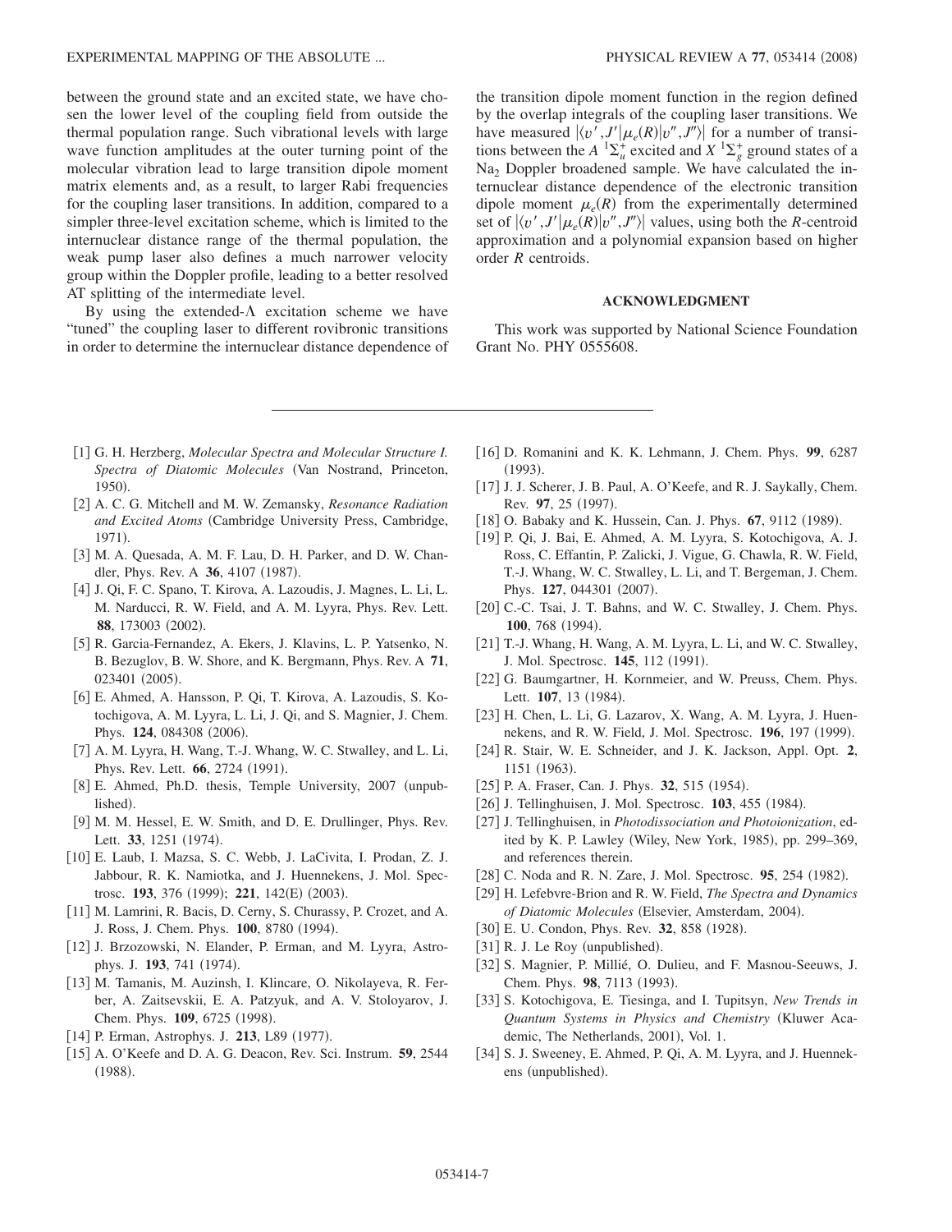between the ground state and an excited state, we have chosen the lower level of the coupling field from outside the thermal population range. Such vibrational levels with large wave function amplitudes at the outer turning point of the molecular vibration lead to large transition dipole moment matrix elements and, as a result, to larger Rabi frequencies for the coupling laser transitions. In addition, compared to a simpler three-level excitation scheme, which is limited to the internuclear distance range of the thermal population, the weak pump laser also defines a much narrower velocity group within the Doppler profile, leading to a better resolved AT splitting of the intermediate level.

By using the extended-Λ excitation scheme we have "tuned" the coupling laser to different rovibronic transitions in order to determine the internuclear distance dependence of the transition dipole moment function in the region defined by the overlap integrals of the coupling laser transitions. We have measured $|\langle v',J'|\mu_e(R)|v'',J''\rangle|$ for a number of transitions between the $A\,^1\Sigma_u^+$ excited and $X\,^1\Sigma_g^+$ ground states of a $Na_2$ Doppler broadened sample. We have calculated the internuclear distance dependence of the electronic transition dipole moment $\mu_e(R)$ from the experimentally determined set of $|\langle v',J'|\mu_e(R)|v'',J''\rangle|$ values, using both the $R$-centroid approximation and a polynomial expansion based on higher order $R$ centroids.

## ACKNOWLEDGMENT

This work was supported by National Science Foundation Grant No. PHY 0555608.

---

[1] G. H. Herzberg, *Molecular Spectra and Molecular Structure I. Spectra of Diatomic Molecules* (Van Nostrand, Princeton, 1950).

[2] A. C. G. Mitchell and M. W. Zemansky, *Resonance Radiation and Excited Atoms* (Cambridge University Press, Cambridge, 1971).

[3] M. A. Quesada, A. M. F. Lau, D. H. Parker, and D. W. Chandler, Phys. Rev. A **36**, 4107 (1987).

[4] J. Qi, F. C. Spano, T. Kirova, A. Lazoudis, J. Magnes, L. Li, L. M. Narducci, R. W. Field, and A. M. Lyyra, Phys. Rev. Lett. **88**, 173003 (2002).

[5] R. Garcia-Fernandez, A. Ekers, J. Klavins, L. P. Yatsenko, N. B. Bezuglov, B. W. Shore, and K. Bergmann, Phys. Rev. A **71**, 023401 (2005).

[6] E. Ahmed, A. Hansson, P. Qi, T. Kirova, A. Lazoudis, S. Kotochigova, A. M. Lyyra, L. Li, J. Qi, and S. Magnier, J. Chem. Phys. **124**, 084308 (2006).

[7] A. M. Lyyra, H. Wang, T.-J. Whang, W. C. Stwalley, and L. Li, Phys. Rev. Lett. **66**, 2724 (1991).

[8] E. Ahmed, Ph.D. thesis, Temple University, 2007 (unpublished).

[9] M. M. Hessel, E. W. Smith, and D. E. Drullinger, Phys. Rev. Lett. **33**, 1251 (1974).

[10] E. Laub, I. Mazsa, S. C. Webb, J. LaCivita, I. Prodan, Z. J. Jabbour, R. K. Namiotka, and J. Huennekens, J. Mol. Spectrosc. **193**, 376 (1999); **221**, 142(E) (2003).

[11] M. Lamrini, R. Bacis, D. Cerny, S. Churassy, P. Crozet, and A. J. Ross, J. Chem. Phys. **100**, 8780 (1994).

[12] J. Brzozowski, N. Elander, P. Erman, and M. Lyyra, Astrophys. J. **193**, 741 (1974).

[13] M. Tamanis, M. Auzinsh, I. Klincare, O. Nikolayeva, R. Ferber, A. Zaitsevskii, E. A. Patzyuk, and A. V. Stoloyarov, J. Chem. Phys. **109**, 6725 (1998).

[14] P. Erman, Astrophys. J. **213**, L89 (1977).

[15] A. O'Keefe and D. A. G. Deacon, Rev. Sci. Instrum. **59**, 2544 (1988).

[16] D. Romanini and K. K. Lehmann, J. Chem. Phys. **99**, 6287 (1993).

[17] J. J. Scherer, J. B. Paul, A. O'Keefe, and R. J. Saykally, Chem. Rev. **97**, 25 (1997).

[18] O. Babaky and K. Hussein, Can. J. Phys. **67**, 9112 (1989).

[19] P. Qi, J. Bai, E. Ahmed, A. M. Lyyra, S. Kotochigova, A. J. Ross, C. Effantin, P. Zalicki, J. Vigue, G. Chawla, R. W. Field, T.-J. Whang, W. C. Stwalley, L. Li, and T. Bergeman, J. Chem. Phys. **127**, 044301 (2007).

[20] C.-C. Tsai, J. T. Bahns, and W. C. Stwalley, J. Chem. Phys. **100**, 768 (1994).

[21] T.-J. Whang, H. Wang, A. M. Lyyra, L. Li, and W. C. Stwalley, J. Mol. Spectrosc. **145**, 112 (1991).

[22] G. Baumgartner, H. Kornmeier, and W. Preuss, Chem. Phys. Lett. **107**, 13 (1984).

[23] H. Chen, L. Li, G. Lazarov, X. Wang, A. M. Lyyra, J. Huennekens, and R. W. Field, J. Mol. Spectrosc. **196**, 197 (1999).

[24] R. Stair, W. E. Schneider, and J. K. Jackson, Appl. Opt. **2**, 1151 (1963).

[25] P. A. Fraser, Can. J. Phys. **32**, 515 (1954).

[26] J. Tellinghuisen, J. Mol. Spectrosc. **103**, 455 (1984).

[27] J. Tellinghuisen, in *Photodissociation and Photoionization*, edited by K. P. Lawley (Wiley, New York, 1985), pp. 299–369, and references therein.

[28] C. Noda and R. N. Zare, J. Mol. Spectrosc. **95**, 254 (1982).

[29] H. Lefebvre-Brion and R. W. Field, *The Spectra and Dynamics of Diatomic Molecules* (Elsevier, Amsterdam, 2004).

[30] E. U. Condon, Phys. Rev. **32**, 858 (1928).

[31] R. J. Le Roy (unpublished).

[32] S. Magnier, P. Millié, O. Dulieu, and F. Masnou-Seeuws, J. Chem. Phys. **98**, 7113 (1993).

[33] S. Kotochigova, E. Tiesinga, and I. Tupitsyn, *New Trends in Quantum Systems in Physics and Chemistry* (Kluwer Academic, The Netherlands, 2001), Vol. 1.

[34] S. J. Sweeney, E. Ahmed, P. Qi, A. M. Lyyra, and J. Huennekens (unpublished).